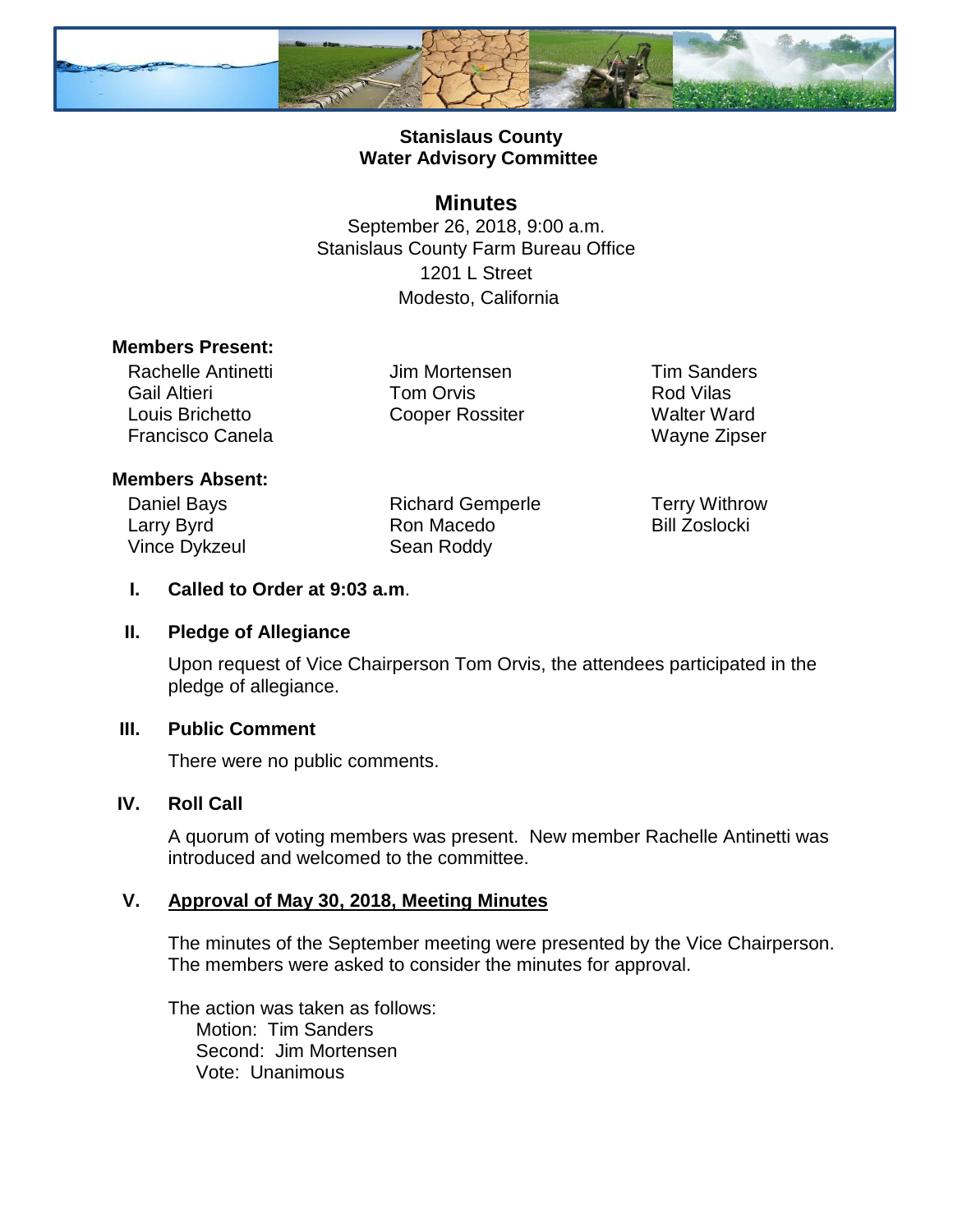**Stanislaus County**
**Water Advisory Committee**

# Minutes

September 26, 2018, 9:00 a.m.
Stanislaus County Farm Bureau Office
1201 L Street
Modesto, California

**Members Present:**

Rachelle Antinetti
Gail Altieri
Louis Brichetto
Francisco Canela
Jim Mortensen
Tom Orvis
Cooper Rossiter
Tim Sanders
Rod Vilas
Walter Ward
Wayne Zipser

**Members Absent:**

Daniel Bays
Larry Byrd
Vince Dykzeul
Richard Gemperle
Ron Macedo
Sean Roddy
Terry Withrow
Bill Zoslocki

**I. Called to Order at 9:03 a.m**.

**II. Pledge of Allegiance**

Upon request of Vice Chairperson Tom Orvis, the attendees participated in the pledge of allegiance.

**III. Public Comment**

There were no public comments.

**IV. Roll Call**

A quorum of voting members was present. New member Rachelle Antinetti was introduced and welcomed to the committee.

**V. Approval of May 30, 2018, Meeting Minutes**

The minutes of the September meeting were presented by the Vice Chairperson. The members were asked to consider the minutes for approval.

The action was taken as follows:
Motion: Tim Sanders
Second: Jim Mortensen
Vote: Unanimous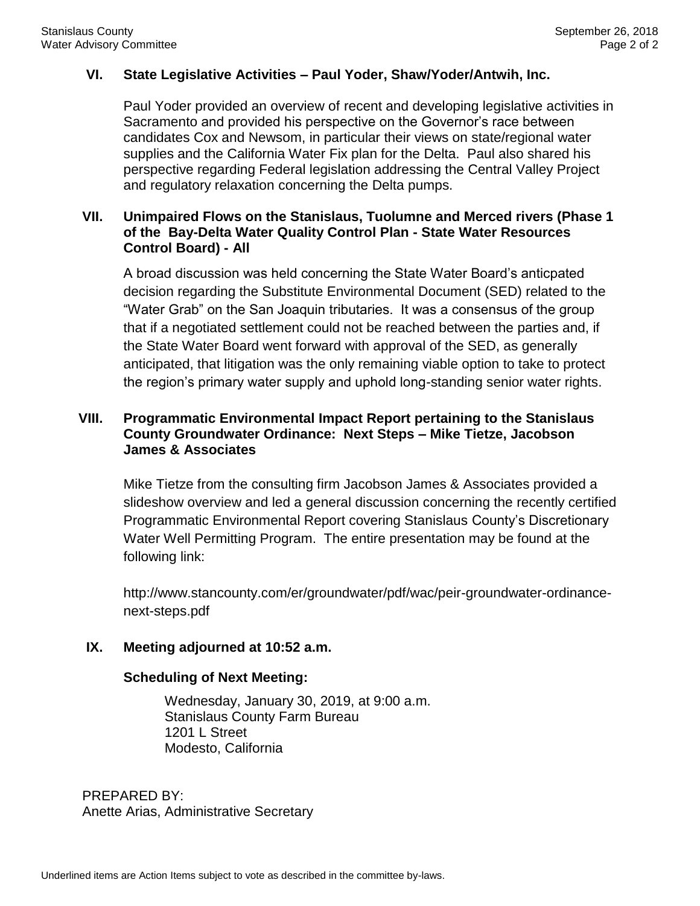## VI. State Legislative Activities – Paul Yoder, Shaw/Yoder/Antwih, Inc.

Paul Yoder provided an overview of recent and developing legislative activities in Sacramento and provided his perspective on the Governor's race between candidates Cox and Newsom, in particular their views on state/regional water supplies and the California Water Fix plan for the Delta. Paul also shared his perspective regarding Federal legislation addressing the Central Valley Project and regulatory relaxation concerning the Delta pumps.

## VII. Unimpaired Flows on the Stanislaus, Tuolumne and Merced rivers (Phase 1 of the Bay-Delta Water Quality Control Plan - State Water Resources Control Board) - All

A broad discussion was held concerning the State Water Board's anticpated decision regarding the Substitute Environmental Document (SED) related to the "Water Grab" on the San Joaquin tributaries. It was a consensus of the group that if a negotiated settlement could not be reached between the parties and, if the State Water Board went forward with approval of the SED, as generally anticipated, that litigation was the only remaining viable option to take to protect the region's primary water supply and uphold long-standing senior water rights.

## VIII. Programmatic Environmental Impact Report pertaining to the Stanislaus County Groundwater Ordinance: Next Steps – Mike Tietze, Jacobson James & Associates

Mike Tietze from the consulting firm Jacobson James & Associates provided a slideshow overview and led a general discussion concerning the recently certified Programmatic Environmental Report covering Stanislaus County's Discretionary Water Well Permitting Program. The entire presentation may be found at the following link:

http://www.stancounty.com/er/groundwater/pdf/wac/peir-groundwater-ordinance-next-steps.pdf

## IX. Meeting adjourned at 10:52 a.m.

**Scheduling of Next Meeting:**

Wednesday, January 30, 2019, at 9:00 a.m.
Stanislaus County Farm Bureau
1201 L Street
Modesto, California

PREPARED BY:
Anette Arias, Administrative Secretary

Underlined items are Action Items subject to vote as described in the committee by-laws.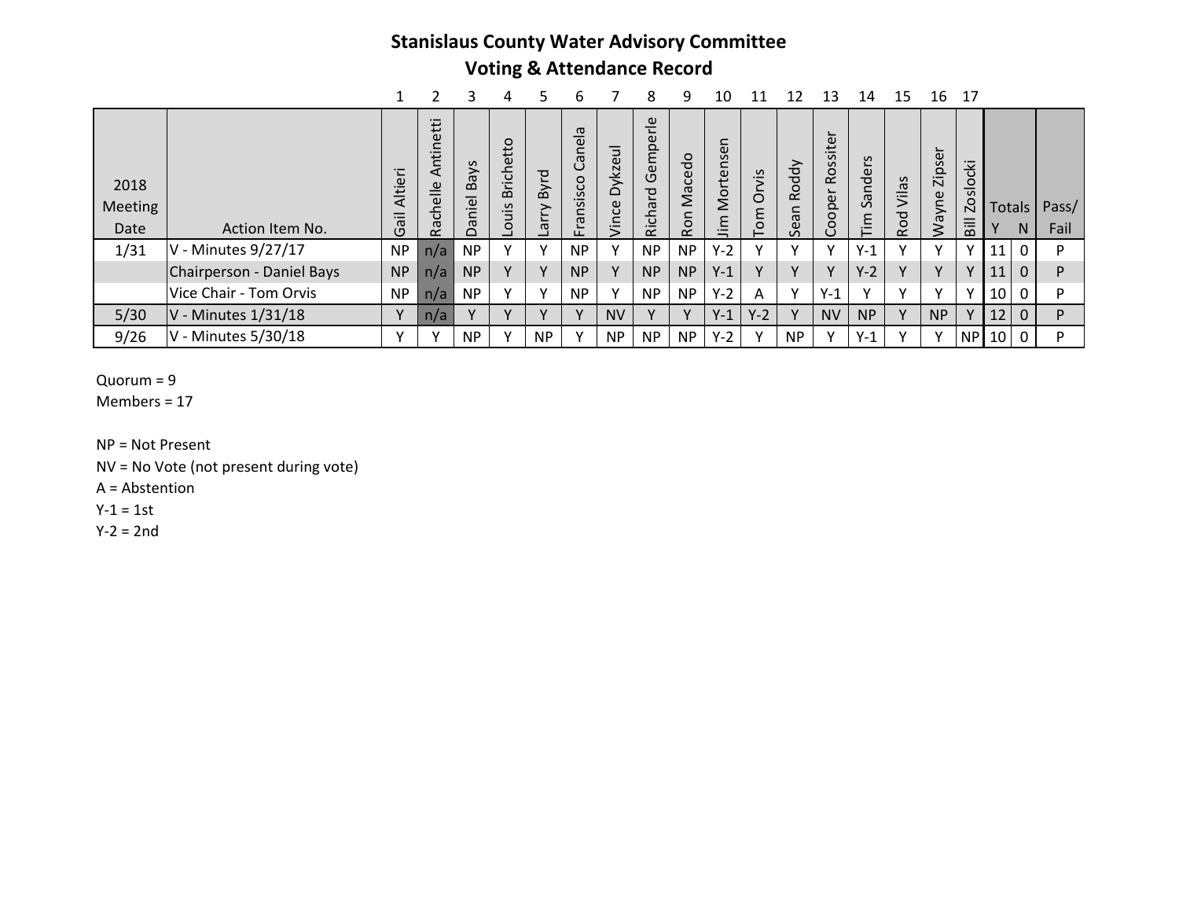# Stanislaus County Water Advisory Committee
## Voting & Attendance Record

| | | 1 | 2 | 3 | 4 | 5 | 6 | 7 | 8 | 9 | 10 | 11 | 12 | 13 | 14 | 15 | 16 | 17 | | | |
|---|---|---|---|---|---|---|---|---|---|---|---|---|---|---|---|---|---|---|---|---|---|
| 2018 Meeting Date | Action Item No. | Gail Altieri | Rachelle Antinetti | Daniel Bays | Louis Brichetto | Larry Byrd | Fransisco Canela | Vince Dykzeul | Richard Gemperle | Ron Macedo | Jim Mortensen | Tom Orvis | Sean Roddy | Cooper Rossiter | Tim Sanders | Rod Vilas | Wayne Zipser | Bill Zoslocki | Totals Y | Totals N | Pass/ Fail |
| 1/31 | V - Minutes 9/27/17 | NP | n/a | NP | Y | Y | NP | Y | NP | NP | Y-2 | Y | Y | Y | Y-1 | Y | Y | Y | 11 | 0 | P |
| | Chairperson - Daniel Bays | NP | n/a | NP | Y | Y | NP | Y | NP | NP | Y-1 | Y | Y | Y | Y-2 | Y | Y | Y | 11 | 0 | P |
| | Vice Chair - Tom Orvis | NP | n/a | NP | Y | Y | NP | Y | NP | NP | Y-2 | A | Y | Y-1 | Y | Y | Y | Y | 10 | 0 | P |
| 5/30 | V - Minutes 1/31/18 | Y | n/a | Y | Y | Y | Y | NV | Y | Y | Y-1 | Y-2 | Y | NV | NP | Y | NP | Y | 12 | 0 | P |
| 9/26 | V - Minutes 5/30/18 | Y | Y | NP | Y | NP | Y | NP | NP | NP | Y-2 | Y | NP | Y | Y-1 | Y | Y | NP | 10 | 0 | P |

Quorum = 9
Members = 17

NP = Not Present
NV = No Vote (not present during vote)
A = Abstention
Y-1 = 1st
Y-2 = 2nd